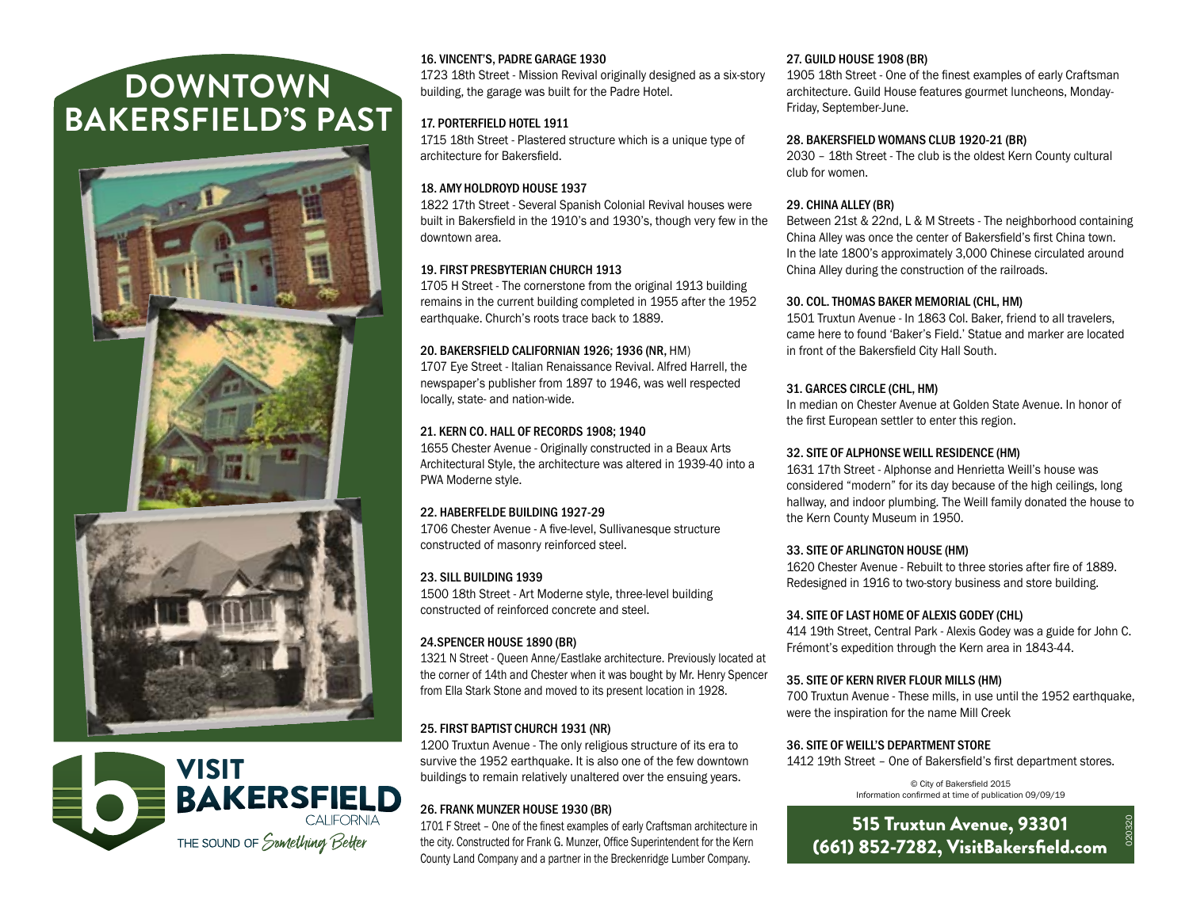# DOWNTOWN BAKERSFIELD'S PAST

VISIT BAKERSFIELD CALIFORNIA

THE SOUND OF *Something Better*

### 16. VINCENT'S, PADRE GARAGE 1930

1723 18th Street - Mission Revival originally designed as a six-story building, the garage was built for the Padre Hotel.

### 17. PORTERFIELD HOTEL 1911

1715 18th Street - Plastered structure which is a unique type of architecture for Bakersfield.

### 18. AMY HOLDROYD HOUSE 1937

1822 17th Street - Several Spanish Colonial Revival houses were built in Bakersfield in the 1910's and 1930's, though very few in the downtown area.

### 19. FIRST PRESBYTERIAN CHURCH 1913

1705 H Street - The cornerstone from the original 1913 building remains in the current building completed in 1955 after the 1952 earthquake. Church's roots trace back to 1889.

### 20. BAKERSFIELD CALIFORNIAN 1926; 1936 (NR, HM)

1707 Eye Street - Italian Renaissance Revival. Alfred Harrell, the newspaper's publisher from 1897 to 1946, was well respected locally, state- and nation-wide.

### 21. KERN CO. HALL OF RECORDS 1908; 1940

1655 Chester Avenue - Originally constructed in a Beaux Arts Architectural Style, the architecture was altered in 1939-40 into a PWA Moderne style.

### 22. HABERFELDE BUILDING 1927-29

1706 Chester Avenue - A five-level, Sullivanesque structure constructed of masonry reinforced steel.

### 23. SILL BUILDING 1939

1500 18th Street - Art Moderne style, three-level building constructed of reinforced concrete and steel.

### 24.SPENCER HOUSE 1890 (BR)

1321 N Street - Queen Anne/Eastlake architecture. Previously located at the corner of 14th and Chester when it was bought by Mr. Henry Spencer from Ella Stark Stone and moved to its present location in 1928.

### 25. FIRST BAPTIST CHURCH 1931 (NR)

1200 Truxtun Avenue - The only religious structure of its era to survive the 1952 earthquake. It is also one of the few downtown buildings to remain relatively unaltered over the ensuing years.

### 26. FRANK MUNZER HOUSE 1930 (BR)

1701 F Street – One of the finest examples of early Craftsman architecture in the city. Constructed for Frank G. Munzer, Office Superintendent for the Kern County Land Company and a partner in the Breckenridge Lumber Company.

### 27. GUILD HOUSE 1908 (BR)

1905 18th Street - One of the finest examples of early Craftsman architecture. Guild House features gourmet luncheons, Monday-Friday, September-June.

### 28. BAKERSFIELD WOMANS CLUB 1920-21 (BR)

2030 – 18th Street - The club is the oldest Kern County cultural club for women.

### 29. CHINA ALLEY (BR)

Between 21st & 22nd, L & M Streets - The neighborhood containing China Alley was once the center of Bakersfield's first China town. In the late 1800's approximately 3,000 Chinese circulated around China Alley during the construction of the railroads.

### 30. COL. THOMAS BAKER MEMORIAL (CHL, HM)

1501 Truxtun Avenue - In 1863 Col. Baker, friend to all travelers, came here to found 'Baker's Field.' Statue and marker are located in front of the Bakersfield City Hall South.

### 31. GARCES CIRCLE (CHL, HM)

In median on Chester Avenue at Golden State Avenue. In honor of the first European settler to enter this region.

### 32. SITE OF ALPHONSE WEILL RESIDENCE (HM)

1631 17th Street - Alphonse and Henrietta Weill's house was considered "modern" for its day because of the high ceilings, long hallway, and indoor plumbing. The Weill family donated the house to the Kern County Museum in 1950.

### 33. SITE OF ARLINGTON HOUSE (HM)

1620 Chester Avenue - Rebuilt to three stories after fire of 1889. Redesigned in 1916 to two-story business and store building.

### 34. SITE OF LAST HOME OF ALEXIS GODEY (CHL)

414 19th Street, Central Park - Alexis Godey was a guide for John C. Frémont's expedition through the Kern area in 1843-44.

### 35. SITE OF KERN RIVER FLOUR MILLS (HM)

700 Truxtun Avenue - These mills, in use until the 1952 earthquake, were the inspiration for the name Mill Creek

### 36. SITE OF WEILL'S DEPARTMENT STORE

1412 19th Street – One of Bakersfield's first department stores.

© City of Bakersfield 2015
Information confirmed at time of publication 09/09/19

**515 Truxtun Avenue, 93301**
**(661) 852-7282, VisitBakersfield.com**

020320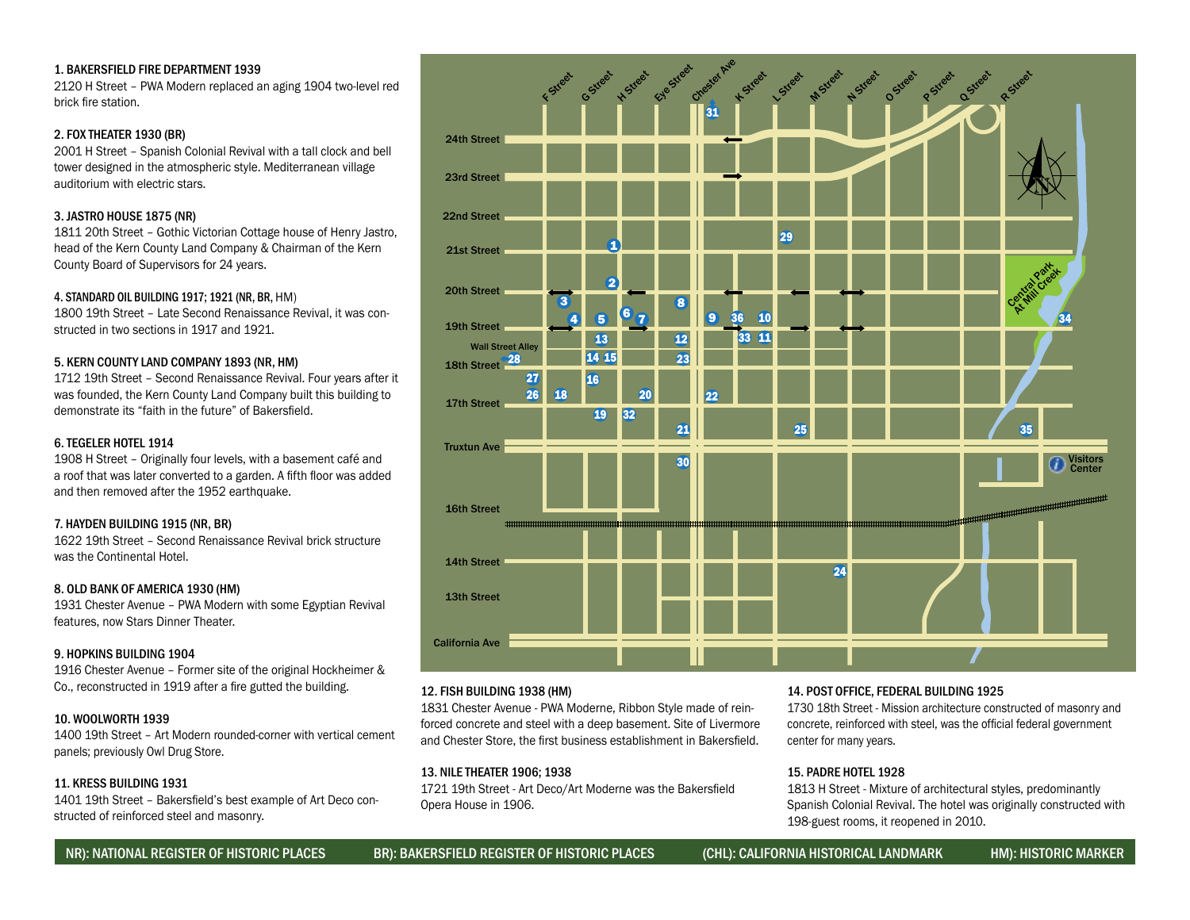### 1. BAKERSFIELD FIRE DEPARTMENT 1939

2120 H Street – PWA Modern replaced an aging 1904 two-level red brick fire station.

### 2. FOX THEATER 1930 (BR)

2001 H Street – Spanish Colonial Revival with a tall clock and bell tower designed in the atmospheric style. Mediterranean village auditorium with electric stars.

### 3. JASTRO HOUSE 1875 (NR)

1811 20th Street – Gothic Victorian Cottage house of Henry Jastro, head of the Kern County Land Company & Chairman of the Kern County Board of Supervisors for 24 years.

### 4. STANDARD OIL BUILDING 1917; 1921 (NR, BR, HM)

1800 19th Street – Late Second Renaissance Revival, it was constructed in two sections in 1917 and 1921.

### 5. KERN COUNTY LAND COMPANY 1893 (NR, HM)

1712 19th Street – Second Renaissance Revival. Four years after it was founded, the Kern County Land Company built this building to demonstrate its "faith in the future" of Bakersfield.

### 6. TEGELER HOTEL 1914

1908 H Street – Originally four levels, with a basement café and a roof that was later converted to a garden. A fifth floor was added and then removed after the 1952 earthquake.

### 7. HAYDEN BUILDING 1915 (NR, BR)

1622 19th Street – Second Renaissance Revival brick structure was the Continental Hotel.

### 8. OLD BANK OF AMERICA 1930 (HM)

1931 Chester Avenue – PWA Modern with some Egyptian Revival features, now Stars Dinner Theater.

### 9. HOPKINS BUILDING 1904

1916 Chester Avenue – Former site of the original Hockheimer & Co., reconstructed in 1919 after a fire gutted the building.

### 10. WOOLWORTH 1939

1400 19th Street – Art Modern rounded-corner with vertical cement panels; previously Owl Drug Store.

### 11. KRESS BUILDING 1931

1401 19th Street – Bakersfield's best example of Art Deco constructed of reinforced steel and masonry.

F Street
G Street
H Street
Eye Street
Chester Ave
K Street
L Street
M Street
N Street
O Street
P Street
Q Street
R Street
24th Street
23rd Street
22nd Street
21st Street
20th Street
19th Street
Wall Street Alley
18th Street
17th Street
Truxtun Ave
16th Street
14th Street
13th Street
California Ave
Central Park At Mill Creek
Visitors Center

### 12. FISH BUILDING 1938 (HM)

1831 Chester Avenue - PWA Moderne, Ribbon Style made of reinforced concrete and steel with a deep basement. Site of Livermore and Chester Store, the first business establishment in Bakersfield.

### 13. NILE THEATER 1906; 1938

1721 19th Street - Art Deco/Art Moderne was the Bakersfield Opera House in 1906.

### 14. POST OFFICE, FEDERAL BUILDING 1925

1730 18th Street - Mission architecture constructed of masonry and concrete, reinforced with steel, was the official federal government center for many years.

### 15. PADRE HOTEL 1928

1813 H Street - Mixture of architectural styles, predominantly Spanish Colonial Revival. The hotel was originally constructed with 198-guest rooms, it reopened in 2010.

NR): NATIONAL REGISTER OF HISTORIC PLACES BR): BAKERSFIELD REGISTER OF HISTORIC PLACES (CHL): CALIFORNIA HISTORICAL LANDMARK HM): HISTORIC MARKER